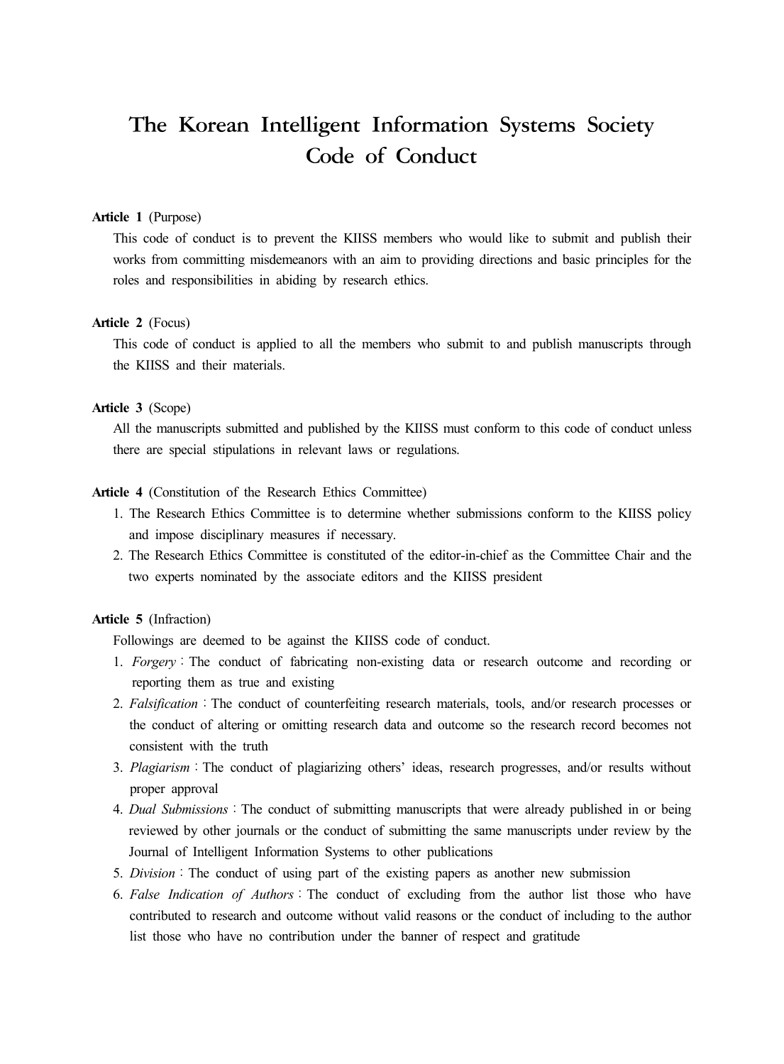# The Korean Intelligent Information Systems Society Code of Conduct

**Article 1** (Purpose)

This code of conduct is to prevent the KIISS members who would like to submit and publish their works from committing misdemeanors with an aim to providing directions and basic principles for the roles and responsibilities in abiding by research ethics.

**Article 2** (Focus)

This code of conduct is applied to all the members who submit to and publish manuscripts through the KIISS and their materials.

**Article 3** (Scope)

All the manuscripts submitted and published by the KIISS must conform to this code of conduct unless there are special stipulations in relevant laws or regulations.

**Article 4** (Constitution of the Research Ethics Committee)

1. The Research Ethics Committee is to determine whether submissions conform to the KIISS policy and impose disciplinary measures if necessary.
2. The Research Ethics Committee is constituted of the editor-in-chief as the Committee Chair and the two experts nominated by the associate editors and the KIISS president

**Article 5** (Infraction)

Followings are deemed to be against the KIISS code of conduct.

1. *Forgery* : The conduct of fabricating non-existing data or research outcome and recording or reporting them as true and existing
2. *Falsification* : The conduct of counterfeiting research materials, tools, and/or research processes or the conduct of altering or omitting research data and outcome so the research record becomes not consistent with the truth
3. *Plagiarism* : The conduct of plagiarizing others' ideas, research progresses, and/or results without proper approval
4. *Dual Submissions* : The conduct of submitting manuscripts that were already published in or being reviewed by other journals or the conduct of submitting the same manuscripts under review by the Journal of Intelligent Information Systems to other publications
5. *Division* : The conduct of using part of the existing papers as another new submission
6. *False Indication of Authors* : The conduct of excluding from the author list those who have contributed to research and outcome without valid reasons or the conduct of including to the author list those who have no contribution under the banner of respect and gratitude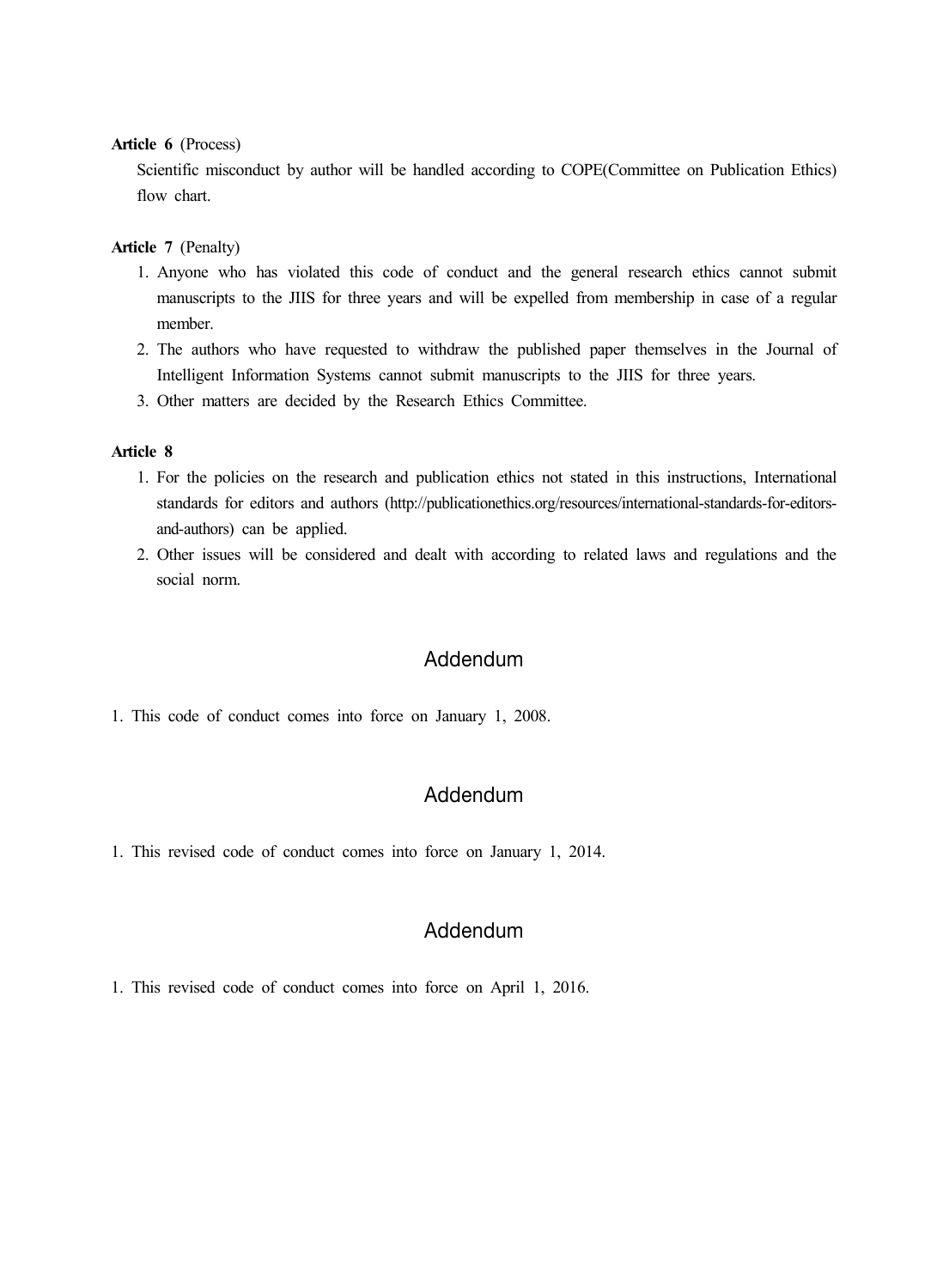**Article 6** (Process)

Scientific misconduct by author will be handled according to COPE(Committee on Publication Ethics) flow chart.

**Article 7** (Penalty)

1. Anyone who has violated this code of conduct and the general research ethics cannot submit manuscripts to the JIIS for three years and will be expelled from membership in case of a regular member.
2. The authors who have requested to withdraw the published paper themselves in the Journal of Intelligent Information Systems cannot submit manuscripts to the JIIS for three years.
3. Other matters are decided by the Research Ethics Committee.

**Article 8**

1. For the policies on the research and publication ethics not stated in this instructions, International standards for editors and authors (http://publicationethics.org/resources/international-standards-for-editors-and-authors) can be applied.
2. Other issues will be considered and dealt with according to related laws and regulations and the social norm.

## Addendum

1. This code of conduct comes into force on January 1, 2008.

## Addendum

1. This revised code of conduct comes into force on January 1, 2014.

## Addendum

1. This revised code of conduct comes into force on April 1, 2016.